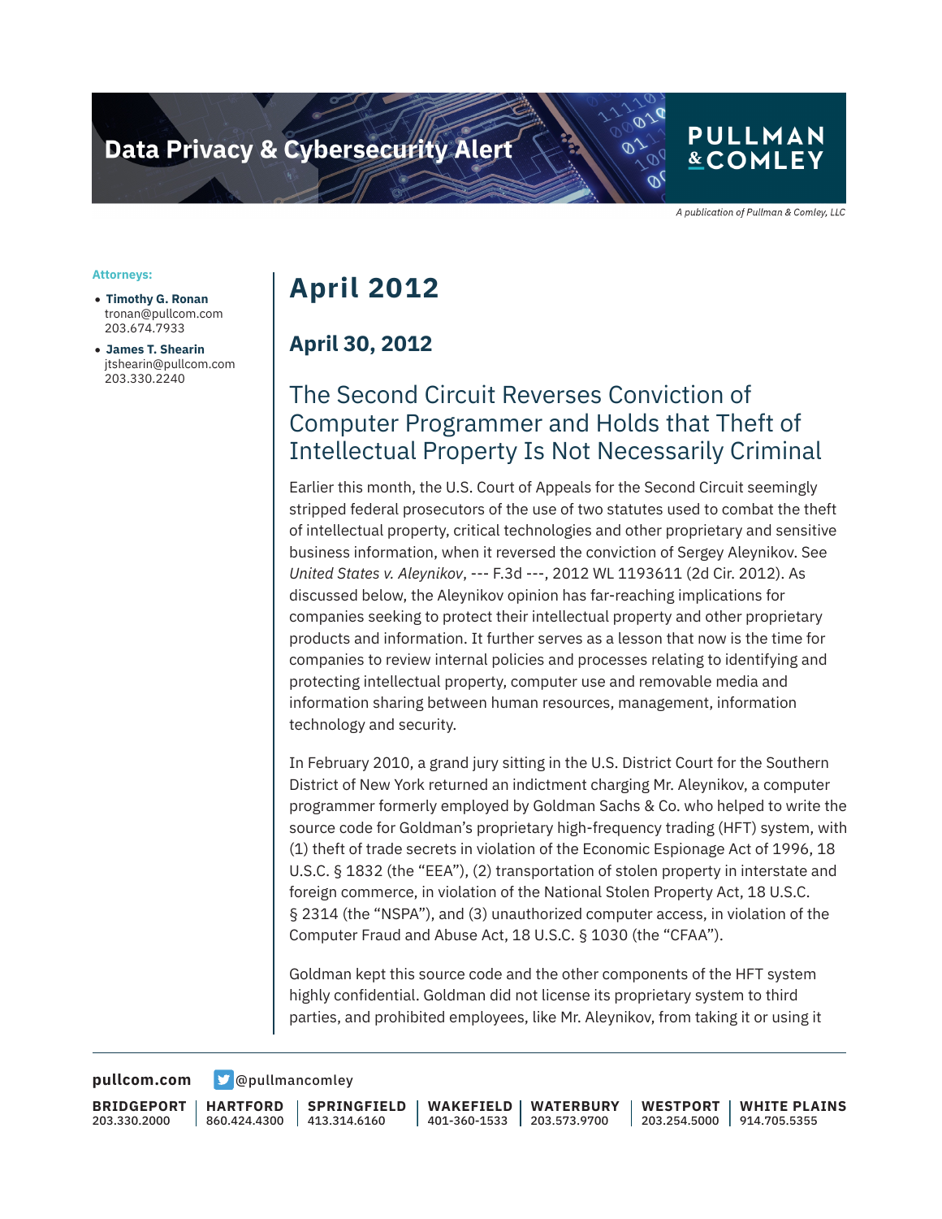Data Privacy & Cybersecurity Alert

A publication of Pullman & Comley, LLC

**Attorneys:**

- **Timothy G. Ronan**
  tronan@pullcom.com
  203.674.7933
- **James T. Shearin**
  jtshearin@pullcom.com
  203.330.2240

# April 2012

## April 30, 2012

## The Second Circuit Reverses Conviction of Computer Programmer and Holds that Theft of Intellectual Property Is Not Necessarily Criminal

Earlier this month, the U.S. Court of Appeals for the Second Circuit seemingly stripped federal prosecutors of the use of two statutes used to combat the theft of intellectual property, critical technologies and other proprietary and sensitive business information, when it reversed the conviction of Sergey Aleynikov. See *United States v. Aleynikov*, --- F.3d ---, 2012 WL 1193611 (2d Cir. 2012). As discussed below, the Aleynikov opinion has far-reaching implications for companies seeking to protect their intellectual property and other proprietary products and information. It further serves as a lesson that now is the time for companies to review internal policies and processes relating to identifying and protecting intellectual property, computer use and removable media and information sharing between human resources, management, information technology and security.

In February 2010, a grand jury sitting in the U.S. District Court for the Southern District of New York returned an indictment charging Mr. Aleynikov, a computer programmer formerly employed by Goldman Sachs & Co. who helped to write the source code for Goldman's proprietary high-frequency trading (HFT) system, with (1) theft of trade secrets in violation of the Economic Espionage Act of 1996, 18 U.S.C. § 1832 (the "EEA"), (2) transportation of stolen property in interstate and foreign commerce, in violation of the National Stolen Property Act, 18 U.S.C. § 2314 (the "NSPA"), and (3) unauthorized computer access, in violation of the Computer Fraud and Abuse Act, 18 U.S.C. § 1030 (the "CFAA").

Goldman kept this source code and the other components of the HFT system highly confidential. Goldman did not license its proprietary system to third parties, and prohibited employees, like Mr. Aleynikov, from taking it or using it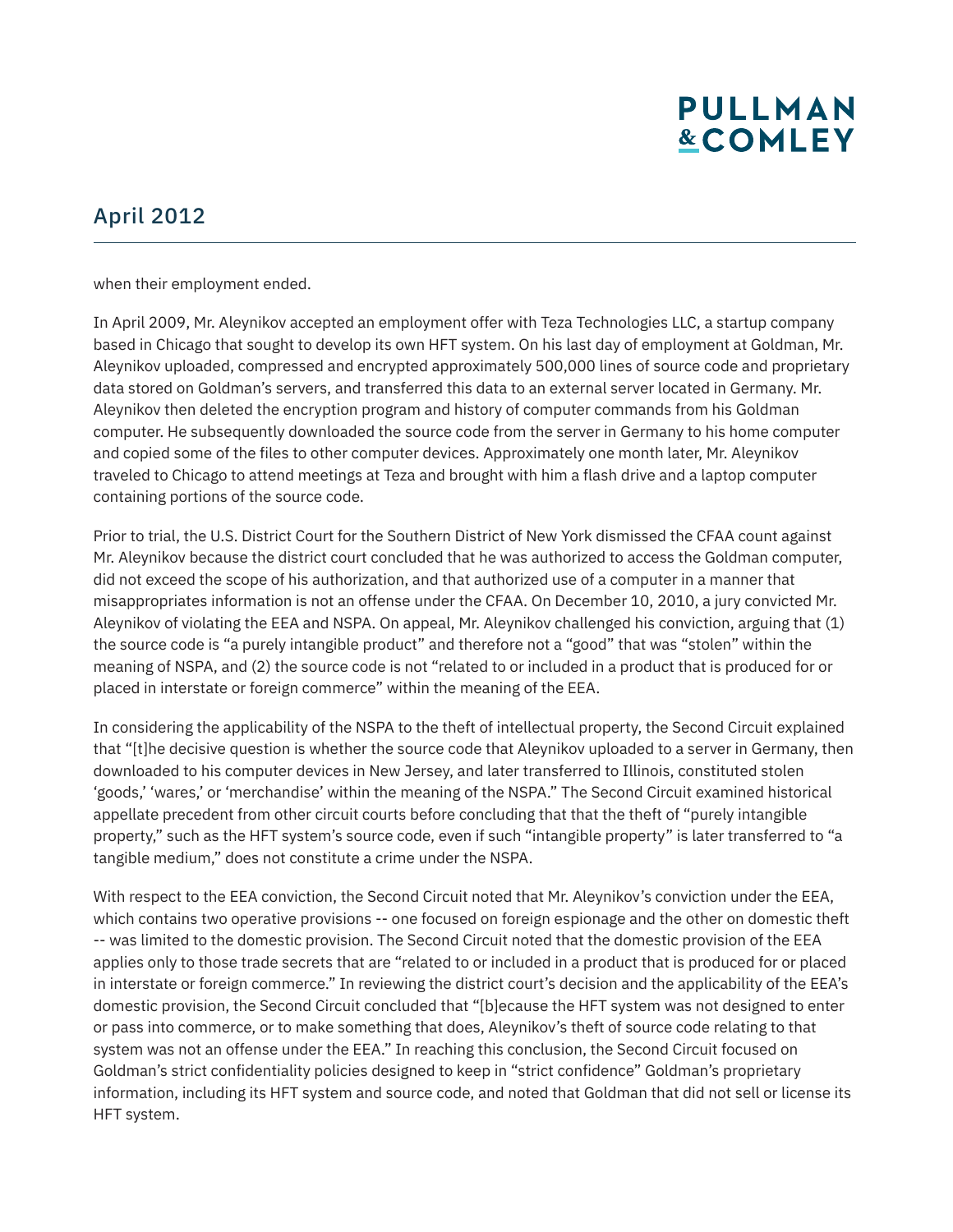when their employment ended.

In April 2009, Mr. Aleynikov accepted an employment offer with Teza Technologies LLC, a startup company based in Chicago that sought to develop its own HFT system. On his last day of employment at Goldman, Mr. Aleynikov uploaded, compressed and encrypted approximately 500,000 lines of source code and proprietary data stored on Goldman's servers, and transferred this data to an external server located in Germany. Mr. Aleynikov then deleted the encryption program and history of computer commands from his Goldman computer. He subsequently downloaded the source code from the server in Germany to his home computer and copied some of the files to other computer devices. Approximately one month later, Mr. Aleynikov traveled to Chicago to attend meetings at Teza and brought with him a flash drive and a laptop computer containing portions of the source code.

Prior to trial, the U.S. District Court for the Southern District of New York dismissed the CFAA count against Mr. Aleynikov because the district court concluded that he was authorized to access the Goldman computer, did not exceed the scope of his authorization, and that authorized use of a computer in a manner that misappropriates information is not an offense under the CFAA. On December 10, 2010, a jury convicted Mr. Aleynikov of violating the EEA and NSPA. On appeal, Mr. Aleynikov challenged his conviction, arguing that (1) the source code is "a purely intangible product" and therefore not a "good" that was "stolen" within the meaning of NSPA, and (2) the source code is not "related to or included in a product that is produced for or placed in interstate or foreign commerce" within the meaning of the EEA.

In considering the applicability of the NSPA to the theft of intellectual property, the Second Circuit explained that "[t]he decisive question is whether the source code that Aleynikov uploaded to a server in Germany, then downloaded to his computer devices in New Jersey, and later transferred to Illinois, constituted stolen 'goods,' 'wares,' or 'merchandise' within the meaning of the NSPA." The Second Circuit examined historical appellate precedent from other circuit courts before concluding that that the theft of "purely intangible property," such as the HFT system's source code, even if such "intangible property" is later transferred to "a tangible medium," does not constitute a crime under the NSPA.

With respect to the EEA conviction, the Second Circuit noted that Mr. Aleynikov's conviction under the EEA, which contains two operative provisions -- one focused on foreign espionage and the other on domestic theft -- was limited to the domestic provision. The Second Circuit noted that the domestic provision of the EEA applies only to those trade secrets that are "related to or included in a product that is produced for or placed in interstate or foreign commerce." In reviewing the district court's decision and the applicability of the EEA's domestic provision, the Second Circuit concluded that "[b]ecause the HFT system was not designed to enter or pass into commerce, or to make something that does, Aleynikov's theft of source code relating to that system was not an offense under the EEA." In reaching this conclusion, the Second Circuit focused on Goldman's strict confidentiality policies designed to keep in "strict confidence" Goldman's proprietary information, including its HFT system and source code, and noted that Goldman that did not sell or license its HFT system.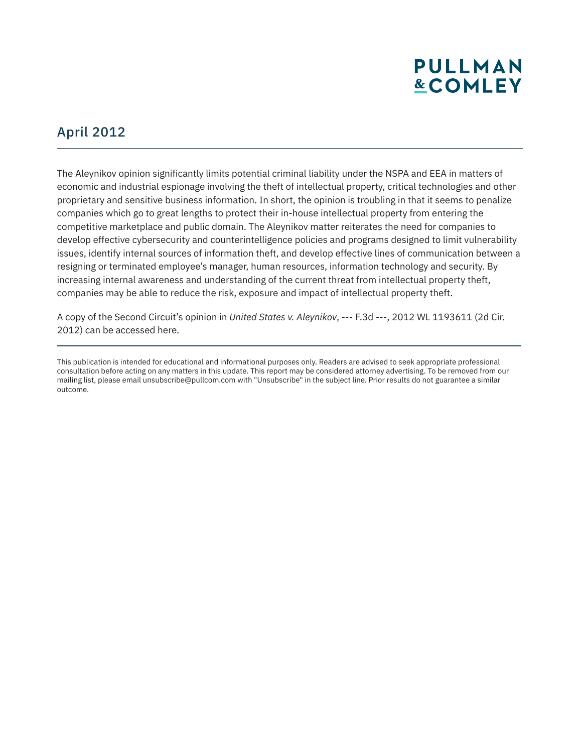April 2012

The Aleynikov opinion significantly limits potential criminal liability under the NSPA and EEA in matters of economic and industrial espionage involving the theft of intellectual property, critical technologies and other proprietary and sensitive business information. In short, the opinion is troubling in that it seems to penalize companies which go to great lengths to protect their in-house intellectual property from entering the competitive marketplace and public domain. The Aleynikov matter reiterates the need for companies to develop effective cybersecurity and counterintelligence policies and programs designed to limit vulnerability issues, identify internal sources of information theft, and develop effective lines of communication between a resigning or terminated employee's manager, human resources, information technology and security. By increasing internal awareness and understanding of the current threat from intellectual property theft, companies may be able to reduce the risk, exposure and impact of intellectual property theft.

A copy of the Second Circuit's opinion in *United States v. Aleynikov*, --- F.3d ---, 2012 WL 1193611 (2d Cir. 2012) can be accessed here.

---

This publication is intended for educational and informational purposes only. Readers are advised to seek appropriate professional consultation before acting on any matters in this update. This report may be considered attorney advertising. To be removed from our mailing list, please email unsubscribe@pullcom.com with "Unsubscribe" in the subject line. Prior results do not guarantee a similar outcome.